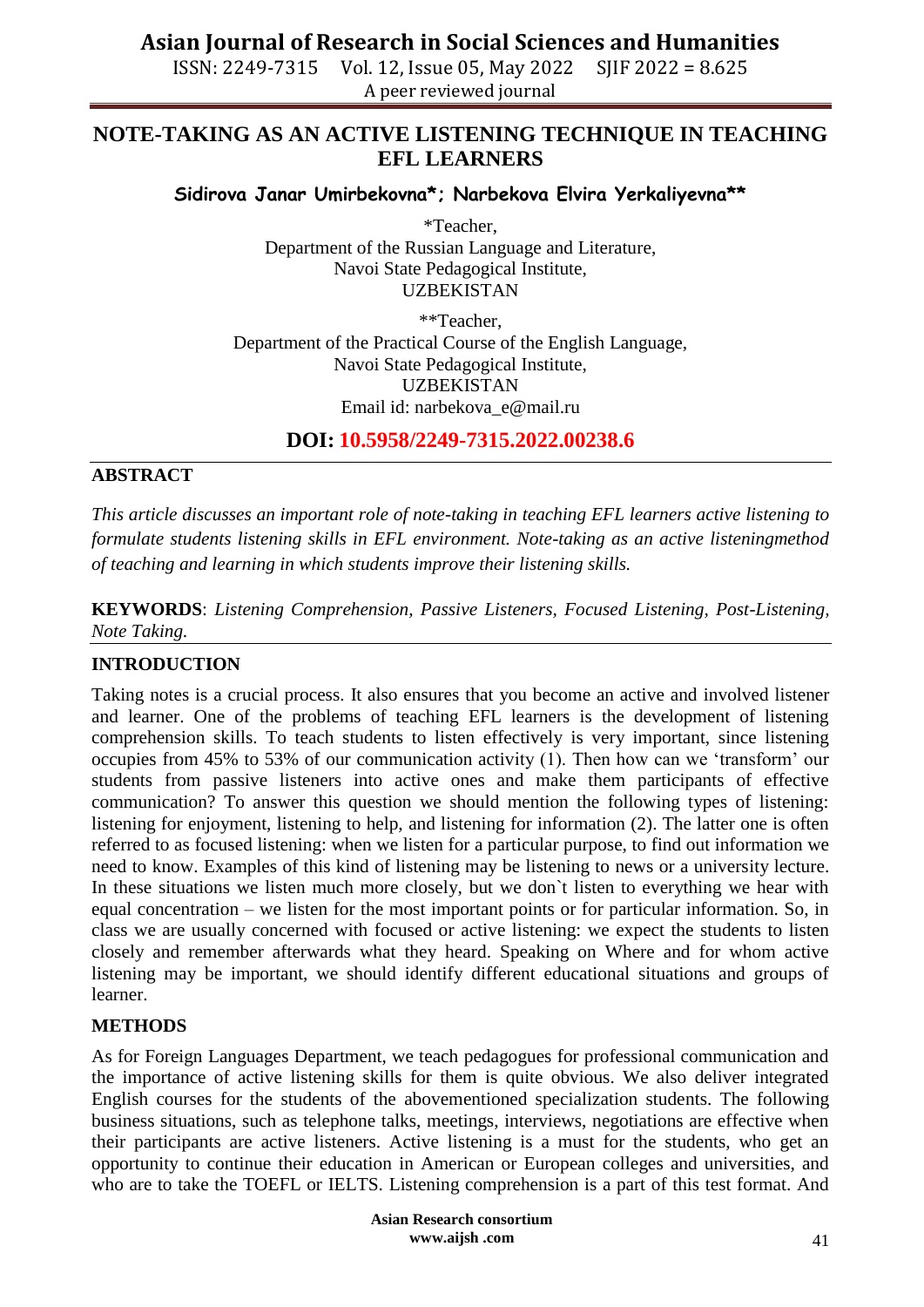# NOTE-TAKING AS AN ACTIVE LISTENING TECHNIQUE IN TEACHING EFL LEARNERS

**Sidirova Janar Umirbekovna*; Narbekova Elvira Yerkaliyevna****

*Teacher,
Department of the Russian Language and Literature,
Navoi State Pedagogical Institute,
UZBEKISTAN

**Teacher,
Department of the Practical Course of the English Language,
Navoi State Pedagogical Institute,
UZBEKISTAN
Email id: narbekova_e@mail.ru

**DOI: 10.5958/2249-7315.2022.00238.6**

## ABSTRACT

*This article discusses an important role of note-taking in teaching EFL learners active listening to formulate students listening skills in EFL environment. Note-taking as an active listeningmethod of teaching and learning in which students improve their listening skills.*

**KEYWORDS**: *Listening Comprehension, Passive Listeners, Focused Listening, Post-Listening, Note Taking.*

## INTRODUCTION

Taking notes is a crucial process. It also ensures that you become an active and involved listener and learner. One of the problems of teaching EFL learners is the development of listening comprehension skills. To teach students to listen effectively is very important, since listening occupies from 45% to 53% of our communication activity (1). Then how can we 'transform' our students from passive listeners into active ones and make them participants of effective communication? To answer this question we should mention the following types of listening: listening for enjoyment, listening to help, and listening for information (2). The latter one is often referred to as focused listening: when we listen for a particular purpose, to find out information we need to know. Examples of this kind of listening may be listening to news or a university lecture. In these situations we listen much more closely, but we don`t listen to everything we hear with equal concentration – we listen for the most important points or for particular information. So, in class we are usually concerned with focused or active listening: we expect the students to listen closely and remember afterwards what they heard. Speaking on Where and for whom active listening may be important, we should identify different educational situations and groups of learner.

## METHODS

As for Foreign Languages Department, we teach pedagogues for professional communication and the importance of active listening skills for them is quite obvious. We also deliver integrated English courses for the students of the abovementioned specialization students. The following business situations, such as telephone talks, meetings, interviews, negotiations are effective when their participants are active listeners. Active listening is a must for the students, who get an opportunity to continue their education in American or European colleges and universities, and who are to take the TOEFL or IELTS. Listening comprehension is a part of this test format. And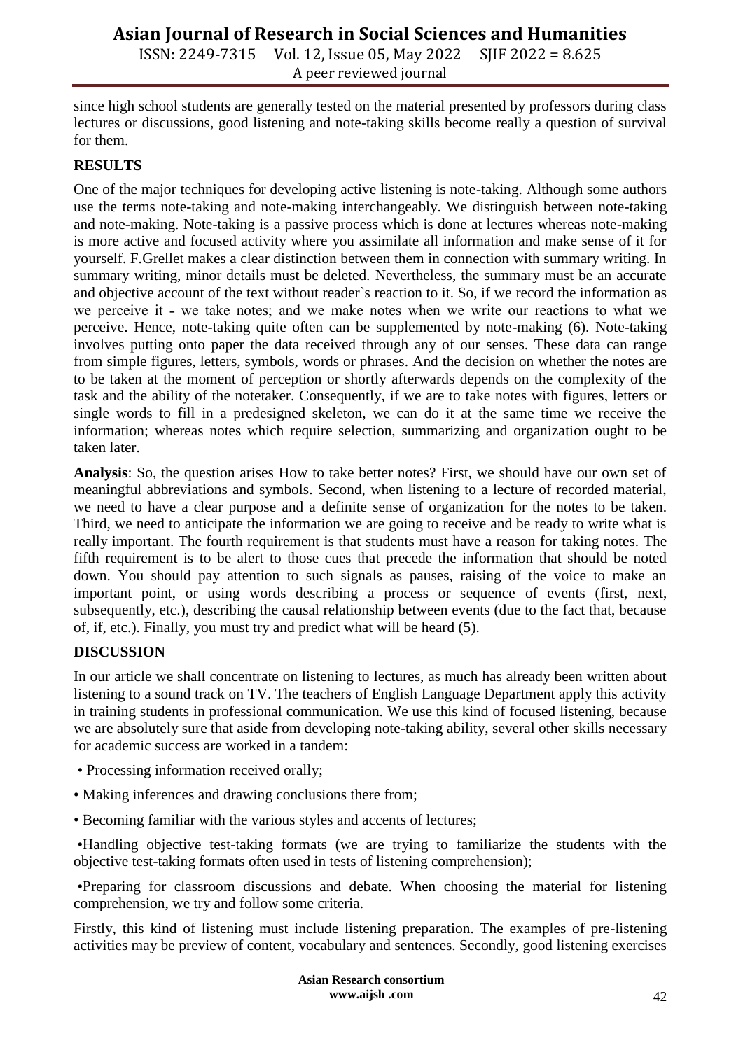since high school students are generally tested on the material presented by professors during class lectures or discussions, good listening and note-taking skills become really a question of survival for them.

## RESULTS

One of the major techniques for developing active listening is note-taking. Although some authors use the terms note-taking and note-making interchangeably. We distinguish between note-taking and note-making. Note-taking is a passive process which is done at lectures whereas note-making is more active and focused activity where you assimilate all information and make sense of it for yourself. F.Grellet makes a clear distinction between them in connection with summary writing. In summary writing, minor details must be deleted. Nevertheless, the summary must be an accurate and objective account of the text without reader`s reaction to it. So, if we record the information as we perceive it - we take notes; and we make notes when we write our reactions to what we perceive. Hence, note-taking quite often can be supplemented by note-making (6). Note-taking involves putting onto paper the data received through any of our senses. These data can range from simple figures, letters, symbols, words or phrases. And the decision on whether the notes are to be taken at the moment of perception or shortly afterwards depends on the complexity of the task and the ability of the notetaker. Consequently, if we are to take notes with figures, letters or single words to fill in a predesigned skeleton, we can do it at the same time we receive the information; whereas notes which require selection, summarizing and organization ought to be taken later.

**Analysis**: So, the question arises How to take better notes? First, we should have our own set of meaningful abbreviations and symbols. Second, when listening to a lecture of recorded material, we need to have a clear purpose and a definite sense of organization for the notes to be taken. Third, we need to anticipate the information we are going to receive and be ready to write what is really important. The fourth requirement is that students must have a reason for taking notes. The fifth requirement is to be alert to those cues that precede the information that should be noted down. You should pay attention to such signals as pauses, raising of the voice to make an important point, or using words describing a process or sequence of events (first, next, subsequently, etc.), describing the causal relationship between events (due to the fact that, because of, if, etc.). Finally, you must try and predict what will be heard (5).

## DISCUSSION

In our article we shall concentrate on listening to lectures, as much has already been written about listening to a sound track on TV. The teachers of English Language Department apply this activity in training students in professional communication. We use this kind of focused listening, because we are absolutely sure that aside from developing note-taking ability, several other skills necessary for academic success are worked in a tandem:

- Processing information received orally;
- Making inferences and drawing conclusions there from;
- Becoming familiar with the various styles and accents of lectures;
- Handling objective test-taking formats (we are trying to familiarize the students with the objective test-taking formats often used in tests of listening comprehension);
- Preparing for classroom discussions and debate. When choosing the material for listening comprehension, we try and follow some criteria.

Firstly, this kind of listening must include listening preparation. The examples of pre-listening activities may be preview of content, vocabulary and sentences. Secondly, good listening exercises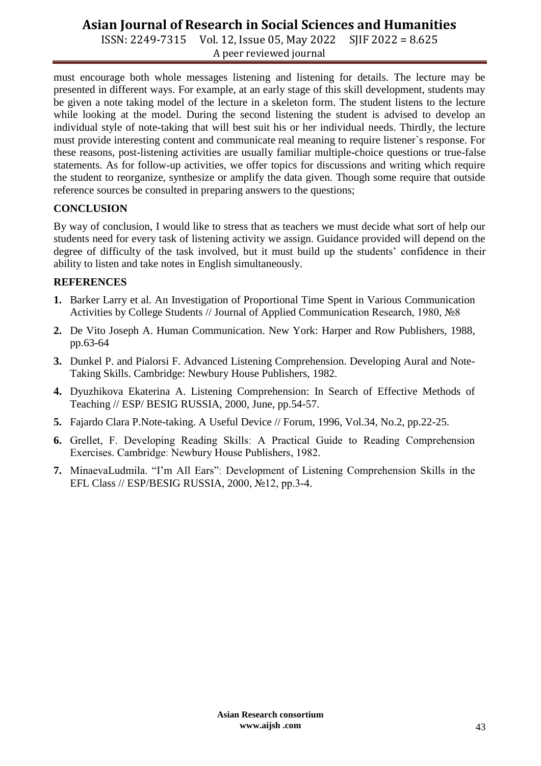must encourage both whole messages listening and listening for details. The lecture may be presented in different ways. For example, at an early stage of this skill development, students may be given a note taking model of the lecture in a skeleton form. The student listens to the lecture while looking at the model. During the second listening the student is advised to develop an individual style of note-taking that will best suit his or her individual needs. Thirdly, the lecture must provide interesting content and communicate real meaning to require listener`s response. For these reasons, post-listening activities are usually familiar multiple-choice questions or true-false statements. As for follow-up activities, we offer topics for discussions and writing which require the student to reorganize, synthesize or amplify the data given. Though some require that outside reference sources be consulted in preparing answers to the questions;

## CONCLUSION

By way of conclusion, I would like to stress that as teachers we must decide what sort of help our students need for every task of listening activity we assign. Guidance provided will depend on the degree of difficulty of the task involved, but it must build up the students' confidence in their ability to listen and take notes in English simultaneously.

## REFERENCES

1. Barker Larry et al. An Investigation of Proportional Time Spent in Various Communication Activities by College Students // Journal of Applied Communication Research, 1980, №8
2. De Vito Joseph A. Human Communication. New York: Harper and Row Publishers, 1988, pp.63-64
3. Dunkel P. and Pialorsi F. Advanced Listening Comprehension. Developing Aural and Note-Taking Skills. Cambridge: Newbury House Publishers, 1982.
4. Dyuzhikova Ekaterina A. Listening Comprehension: In Search of Effective Methods of Teaching // ESP/ BESIG RUSSIA, 2000, June, pp.54-57.
5. Fajardo Clara P.Note-taking. A Useful Device // Forum, 1996, Vol.34, No.2, pp.22-25.
6. Grellet, F. Developing Reading Skills: A Practical Guide to Reading Comprehension Exercises. Cambridge: Newbury House Publishers, 1982.
7. MinaevaLudmila. "I'm All Ears": Development of Listening Comprehension Skills in the EFL Class // ESP/BESIG RUSSIA, 2000, №12, pp.3-4.